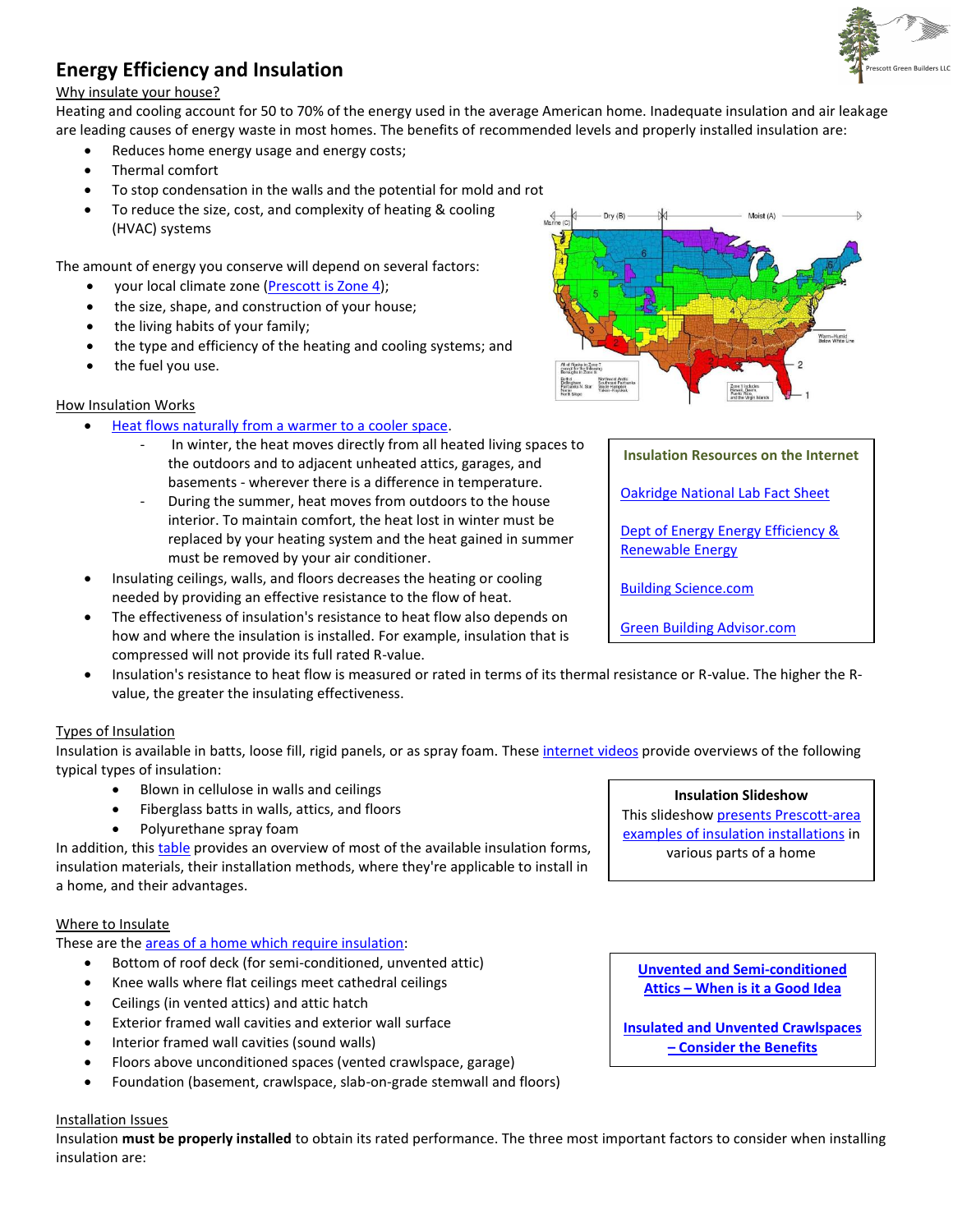# Energy Efficiency and Insulation

Why insulate your house?

Heating and cooling account for 50 to 70% of the energy used in the average American home. Inadequate insulation and air leakage are leading causes of energy waste in most homes. The benefits of recommended levels and properly installed insulation are:

- Reduces home energy usage and energy costs;
- Thermal comfort
- To stop condensation in the walls and the potential for mold and rot
- To reduce the size, cost, and complexity of heating & cooling (HVAC) systems

The amount of energy you conserve will depend on several factors:

- your local climate zone (Prescott is Zone 4);
- the size, shape, and construction of your house;
- the living habits of your family;
- the type and efficiency of the heating and cooling systems; and
- the fuel you use.

How Insulation Works

- Heat flows naturally from a warmer to a cooler space.
  - In winter, the heat moves directly from all heated living spaces to the outdoors and to adjacent unheated attics, garages, and basements - wherever there is a difference in temperature.
  - During the summer, heat moves from outdoors to the house interior. To maintain comfort, the heat lost in winter must be replaced by your heating system and the heat gained in summer must be removed by your air conditioner.
- Insulating ceilings, walls, and floors decreases the heating or cooling needed by providing an effective resistance to the flow of heat.
- The effectiveness of insulation's resistance to heat flow also depends on how and where the insulation is installed. For example, insulation that is compressed will not provide its full rated R-value.
- Insulation's resistance to heat flow is measured or rated in terms of its thermal resistance or R-value. The higher the R-value, the greater the insulating effectiveness.

**Insulation Resources on the Internet**

Oakridge National Lab Fact Sheet

Dept of Energy Energy Efficiency & Renewable Energy

Building Science.com

Green Building Advisor.com

Types of Insulation

Insulation is available in batts, loose fill, rigid panels, or as spray foam. These internet videos provide overviews of the following typical types of insulation:

- Blown in cellulose in walls and ceilings
- Fiberglass batts in walls, attics, and floors
- Polyurethane spray foam

In addition, this table provides an overview of most of the available insulation forms, insulation materials, their installation methods, where they're applicable to install in a home, and their advantages.

**Insulation Slideshow**

This slideshow presents Prescott-area examples of insulation installations in various parts of a home

Where to Insulate

These are the areas of a home which require insulation:

- Bottom of roof deck (for semi-conditioned, unvented attic)
- Knee walls where flat ceilings meet cathedral ceilings
- Ceilings (in vented attics) and attic hatch
- Exterior framed wall cavities and exterior wall surface
- Interior framed wall cavities (sound walls)
- Floors above unconditioned spaces (vented crawlspace, garage)
- Foundation (basement, crawlspace, slab-on-grade stemwall and floors)

**Unvented and Semi-conditioned Attics – When is it a Good Idea**

**Insulated and Unvented Crawlspaces – Consider the Benefits**

Installation Issues

Insulation **must be properly installed** to obtain its rated performance. The three most important factors to consider when installing insulation are: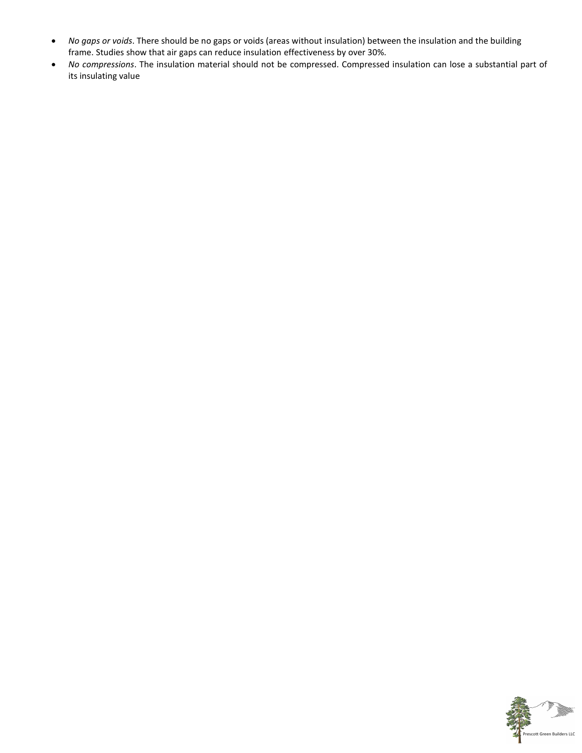- *No gaps or voids*. There should be no gaps or voids (areas without insulation) between the insulation and the building frame. Studies show that air gaps can reduce insulation effectiveness by over 30%.
- *No compressions*. The insulation material should not be compressed. Compressed insulation can lose a substantial part of its insulating value